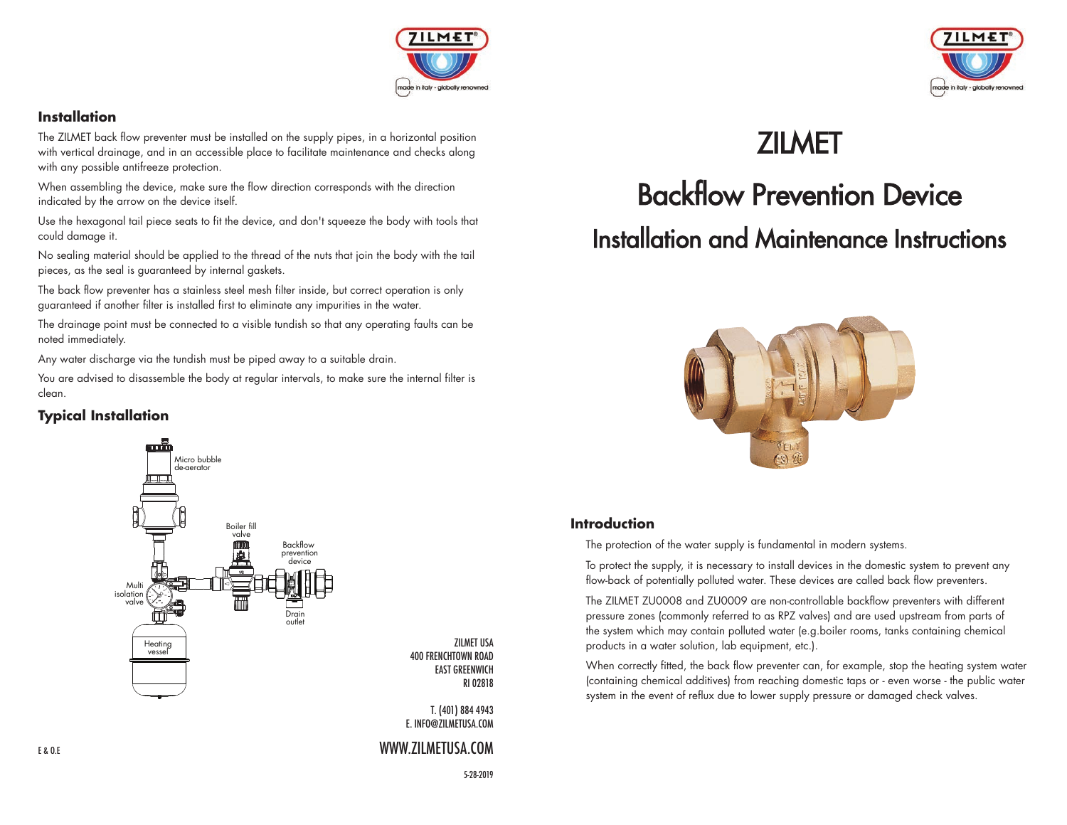# ZILMET

## Backflow Prevention Device

## Installation and Maintenance Instructions

### Introduction

The protection of the water supply is fundamental in modern systems.

To protect the supply, it is necessary to install devices in the domestic system to prevent any flow-back of potentially polluted water. These devices are called back flow preventers.

The ZILMET ZU0008 and ZU0009 are non-controllable backflow preventers with different pressure zones (commonly referred to as RPZ valves) and are used upstream from parts of the system which may contain polluted water (e.g.boiler rooms, tanks containing chemical products in a water solution, lab equipment, etc.).

When correctly fitted, the back flow preventer can, for example, stop the heating system water (containing chemical additives) from reaching domestic taps or - even worse - the public water system in the event of reflux due to lower supply pressure or damaged check valves.

### Installation

The ZILMET back flow preventer must be installed on the supply pipes, in a horizontal position with vertical drainage, and in an accessible place to facilitate maintenance and checks along with any possible antifreeze protection.

When assembling the device, make sure the flow direction corresponds with the direction indicated by the arrow on the device itself.

Use the hexagonal tail piece seats to fit the device, and don't squeeze the body with tools that could damage it.

No sealing material should be applied to the thread of the nuts that join the body with the tail pieces, as the seal is guaranteed by internal gaskets.

The back flow preventer has a stainless steel mesh filter inside, but correct operation is only guaranteed if another filter is installed first to eliminate any impurities in the water.

The drainage point must be connected to a visible tundish so that any operating faults can be noted immediately.

Any water discharge via the tundish must be piped away to a suitable drain.

You are advised to disassemble the body at regular intervals, to make sure the internal filter is clean.

### Typical Installation

Micro bubble de-aerator

Boiler fill valve

Backflow prevention device

Multi isolation valve

Drain outlet

Heating vessel

ZILMET USA
400 FRENCHTOWN ROAD
EAST GREENWICH
RI 02818

T. (401) 884 4943
E. INFO@ZILMETUSA.COM

WWW.ZILMETUSA.COM

E & O.E

5-28-2019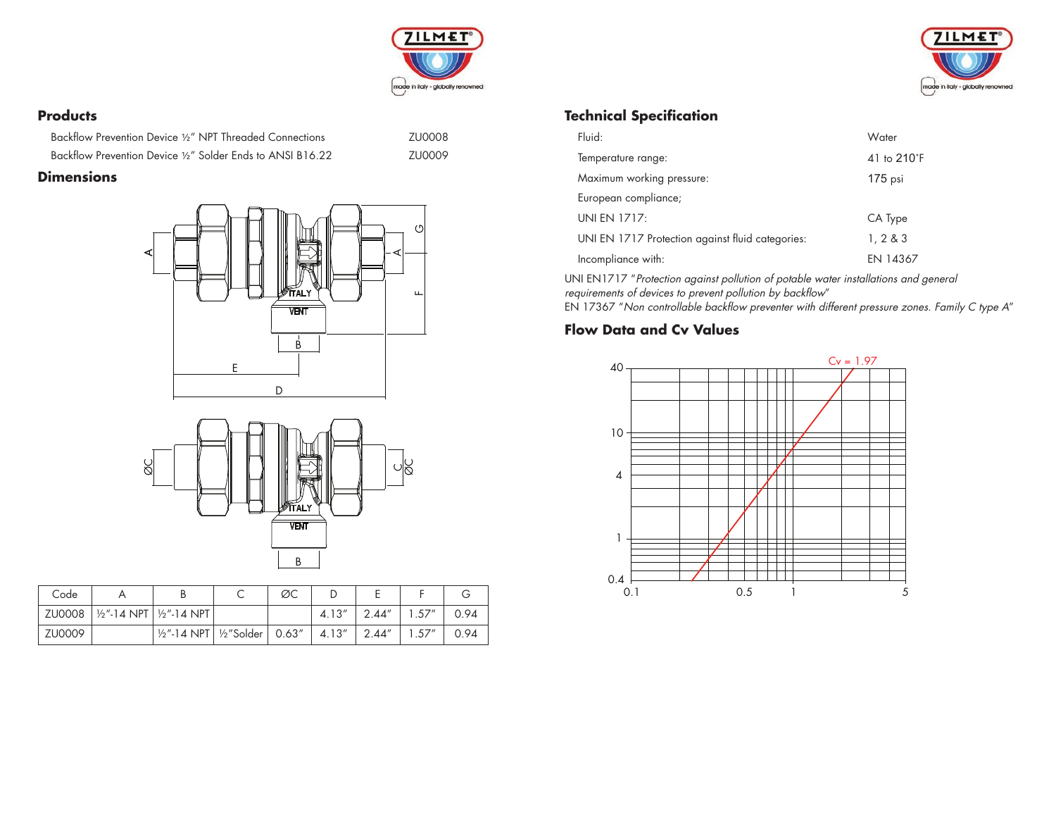## Products

| | |
|---|---|
| Backflow Prevention Device ½" NPT Threaded Connections | ZU0008 |
| Backflow Prevention Device ½" Solder Ends to ANSI B16.22 | ZU0009 |

## Dimensions

A
A
G
F
ITALY
VENT
B
E
D

ØC
C
ØC
ITALY
VENT
B

| Code | A | B | C | ØC | D | E | F | G |
|---|---|---|---|---|---|---|---|---|
| ZU0008 | ½"-14 NPT | ½"-14 NPT | | | 4.13" | 2.44" | 1.57" | 0.94 |
| ZU0009 | | ½"-14 NPT | ½"Solder | 0.63" | 4.13" | 2.44" | 1.57" | 0.94 |

## Technical Specification

| | |
|---|---|
| Fluid: | Water |
| Temperature range: | 41 to 210°F |
| Maximum working pressure: | 175 psi |
| European compliance; | |
| UNI EN 1717: | CA Type |
| UNI EN 1717 Protection against fluid categories: | 1, 2 & 3 |
| Incompliance with: | EN 14367 |

UNI EN1717 "*Protection against pollution of potable water installations and general requirements of devices to prevent pollution by backflow*"
EN 17367 "*Non controllable backflow preventer with different pressure zones. Family C type A*"

## Flow Data and Cv Values

Cv = 1.97
40
10
4
1
0.4
0.1
0.5
1
5